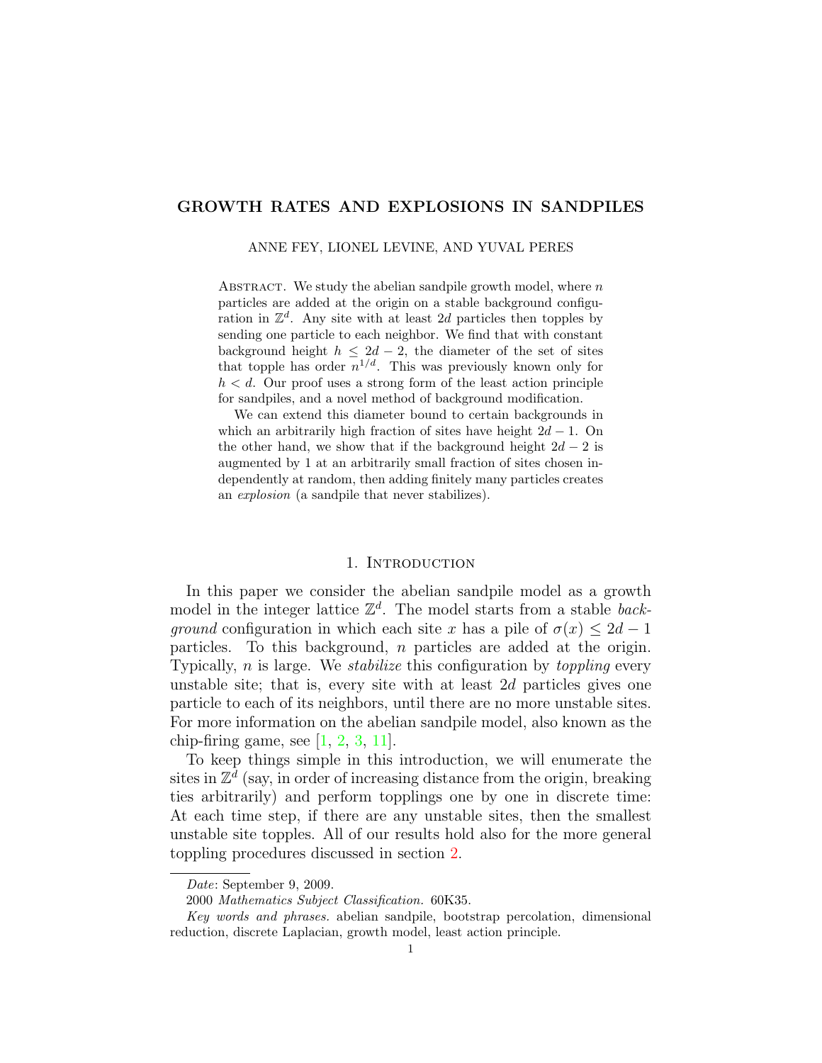# GROWTH RATES AND EXPLOSIONS IN SANDPILES

ANNE FEY, LIONEL LEVINE, AND YUVAL PERES

Abstract. We study the abelian sandpile growth model, where $n$ particles are added at the origin on a stable background configuration in $\mathbb{Z}^d$. Any site with at least $2d$ particles then topples by sending one particle to each neighbor. We find that with constant background height $h \leq 2d-2$, the diameter of the set of sites that topple has order $n^{1/d}$. This was previously known only for $h < d$. Our proof uses a strong form of the least action principle for sandpiles, and a novel method of background modification.

We can extend this diameter bound to certain backgrounds in which an arbitrarily high fraction of sites have height $2d-1$. On the other hand, we show that if the background height $2d-2$ is augmented by 1 at an arbitrarily small fraction of sites chosen independently at random, then adding finitely many particles creates an *explosion* (a sandpile that never stabilizes).

## 1. Introduction

In this paper we consider the abelian sandpile model as a growth model in the integer lattice $\mathbb{Z}^d$. The model starts from a stable *background* configuration in which each site $x$ has a pile of $\sigma(x) \leq 2d-1$ particles. To this background, $n$ particles are added at the origin. Typically, $n$ is large. We *stabilize* this configuration by *toppling* every unstable site; that is, every site with at least $2d$ particles gives one particle to each of its neighbors, until there are no more unstable sites. For more information on the abelian sandpile model, also known as the chip-firing game, see [1, 2, 3, 11].

To keep things simple in this introduction, we will enumerate the sites in $\mathbb{Z}^d$ (say, in order of increasing distance from the origin, breaking ties arbitrarily) and perform topplings one by one in discrete time: At each time step, if there are any unstable sites, then the smallest unstable site topples. All of our results hold also for the more general toppling procedures discussed in section 2.

---

*Date*: September 9, 2009.

2000 *Mathematics Subject Classification.* 60K35.

*Key words and phrases.* abelian sandpile, bootstrap percolation, dimensional reduction, discrete Laplacian, growth model, least action principle.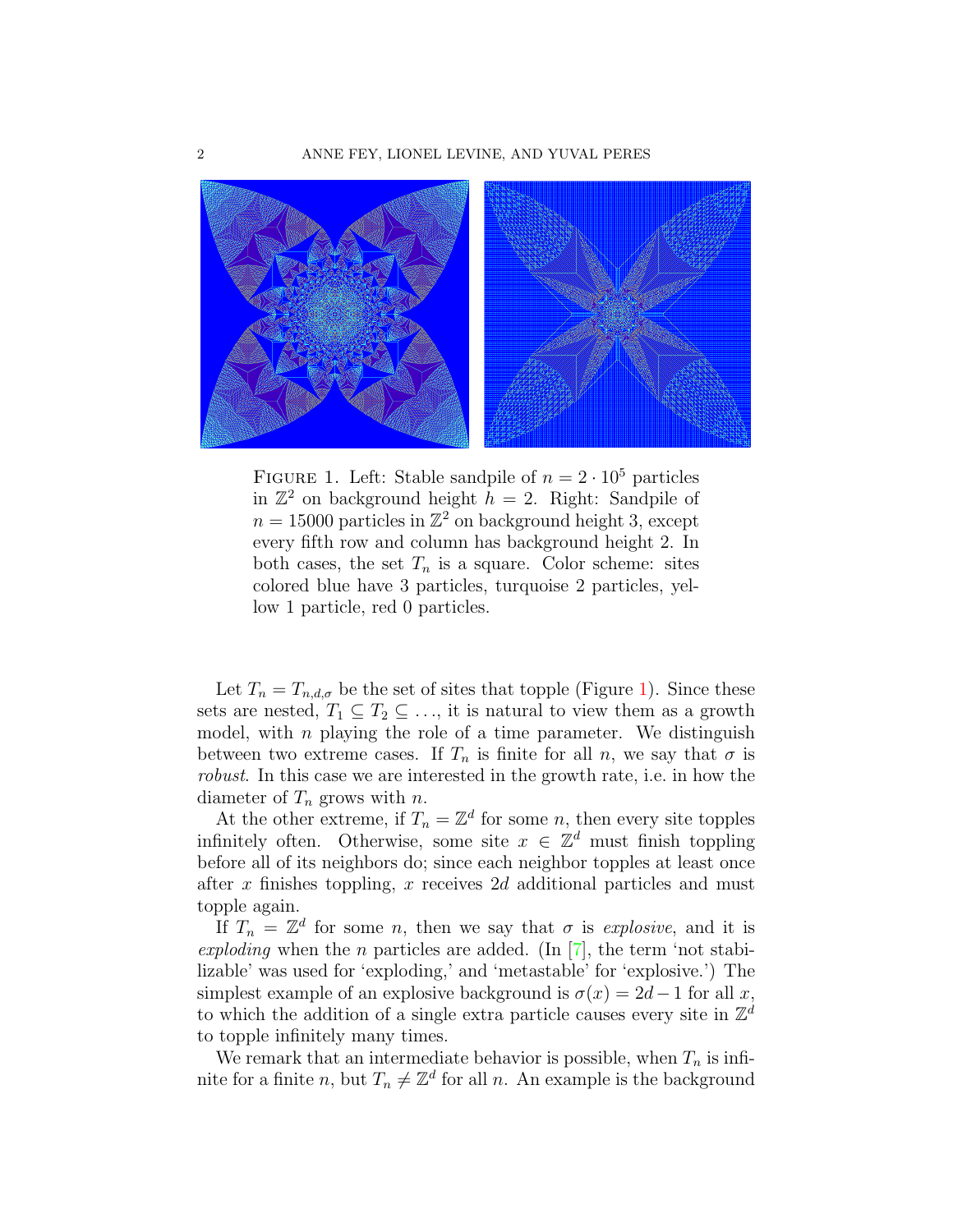FIGURE 1. Left: Stable sandpile of $n = 2 \cdot 10^5$ particles in $\mathbb{Z}^2$ on background height $h = 2$. Right: Sandpile of $n = 15000$ particles in $\mathbb{Z}^2$ on background height 3, except every fifth row and column has background height 2. In both cases, the set $T_n$ is a square. Color scheme: sites colored blue have 3 particles, turquoise 2 particles, yellow 1 particle, red 0 particles.

Let $T_n = T_{n,d,\sigma}$ be the set of sites that topple (Figure 1). Since these sets are nested, $T_1 \subseteq T_2 \subseteq \ldots$, it is natural to view them as a growth model, with $n$ playing the role of a time parameter. We distinguish between two extreme cases. If $T_n$ is finite for all $n$, we say that $\sigma$ is *robust*. In this case we are interested in the growth rate, i.e. in how the diameter of $T_n$ grows with $n$.

At the other extreme, if $T_n = \mathbb{Z}^d$ for some $n$, then every site topples infinitely often. Otherwise, some site $x \in \mathbb{Z}^d$ must finish toppling before all of its neighbors do; since each neighbor topples at least once after $x$ finishes toppling, $x$ receives $2d$ additional particles and must topple again.

If $T_n = \mathbb{Z}^d$ for some $n$, then we say that $\sigma$ is *explosive*, and it is *exploding* when the $n$ particles are added. (In [7], the term 'not stabilizable' was used for 'exploding,' and 'metastable' for 'explosive.') The simplest example of an explosive background is $\sigma(x) = 2d - 1$ for all $x$, to which the addition of a single extra particle causes every site in $\mathbb{Z}^d$ to topple infinitely many times.

We remark that an intermediate behavior is possible, when $T_n$ is infinite for a finite $n$, but $T_n \neq \mathbb{Z}^d$ for all $n$. An example is the background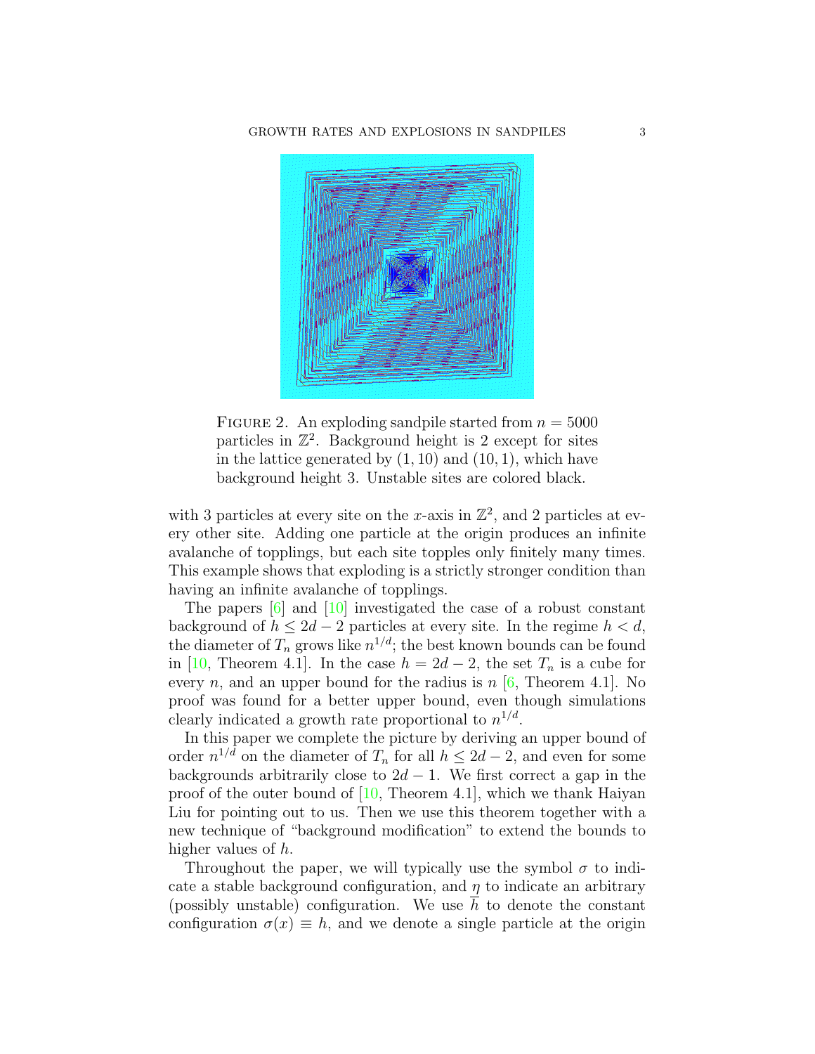FIGURE 2. An exploding sandpile started from $n = 5000$ particles in $\mathbb{Z}^2$. Background height is 2 except for sites in the lattice generated by $(1, 10)$ and $(10, 1)$, which have background height 3. Unstable sites are colored black.

with 3 particles at every site on the $x$-axis in $\mathbb{Z}^2$, and 2 particles at every other site. Adding one particle at the origin produces an infinite avalanche of topplings, but each site topples only finitely many times. This example shows that exploding is a strictly stronger condition than having an infinite avalanche of topplings.

The papers [6] and [10] investigated the case of a robust constant background of $h \leq 2d - 2$ particles at every site. In the regime $h < d$, the diameter of $T_n$ grows like $n^{1/d}$; the best known bounds can be found in [10, Theorem 4.1]. In the case $h = 2d - 2$, the set $T_n$ is a cube for every $n$, and an upper bound for the radius is $n$ [6, Theorem 4.1]. No proof was found for a better upper bound, even though simulations clearly indicated a growth rate proportional to $n^{1/d}$.

In this paper we complete the picture by deriving an upper bound of order $n^{1/d}$ on the diameter of $T_n$ for all $h \leq 2d - 2$, and even for some backgrounds arbitrarily close to $2d - 1$. We first correct a gap in the proof of the outer bound of [10, Theorem 4.1], which we thank Haiyan Liu for pointing out to us. Then we use this theorem together with a new technique of "background modification" to extend the bounds to higher values of $h$.

Throughout the paper, we will typically use the symbol $\sigma$ to indicate a stable background configuration, and $\eta$ to indicate an arbitrary (possibly unstable) configuration. We use $\overline{h}$ to denote the constant configuration $\sigma(x) \equiv h$, and we denote a single particle at the origin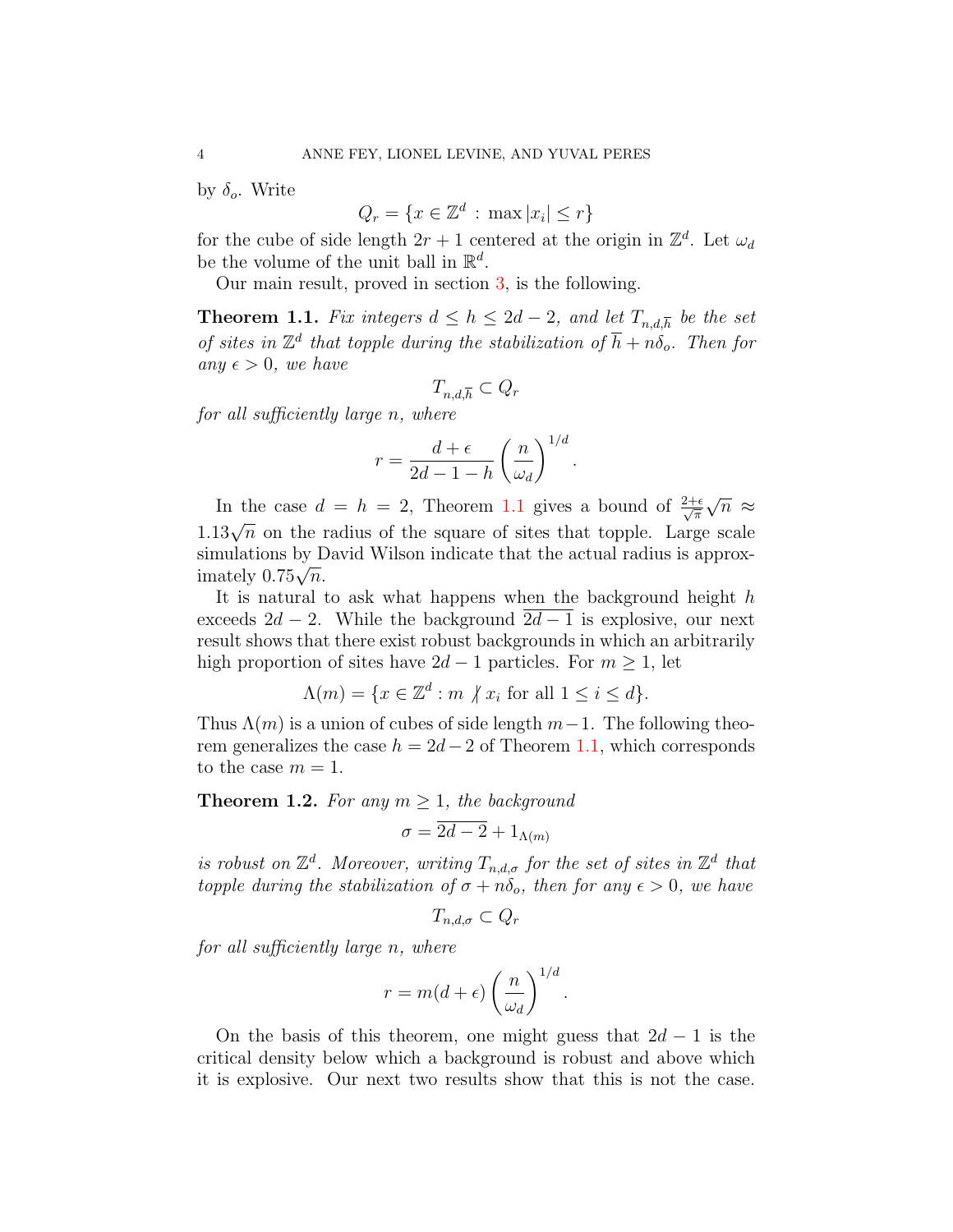by $\delta_o$. Write

$$Q_r = \{x \in \mathbb{Z}^d \,:\, \max |x_i| \leq r\}$$

for the cube of side length $2r+1$ centered at the origin in $\mathbb{Z}^d$. Let $\omega_d$ be the volume of the unit ball in $\mathbb{R}^d$.

Our main result, proved in section 3, is the following.

**Theorem 1.1.** *Fix integers $d \leq h \leq 2d-2$, and let $T_{n,d,\overline{h}}$ be the set of sites in $\mathbb{Z}^d$ that topple during the stabilization of $\overline{h} + n\delta_o$. Then for any $\epsilon > 0$, we have*

$$T_{n,d,\overline{h}} \subset Q_r$$

*for all sufficiently large $n$, where*

$$r = \frac{d+\epsilon}{2d-1-h}\left(\frac{n}{\omega_d}\right)^{1/d}.$$

In the case $d = h = 2$, Theorem 1.1 gives a bound of $\frac{2+\epsilon}{\sqrt{\pi}}\sqrt{n} \approx 1.13\sqrt{n}$ on the radius of the square of sites that topple. Large scale simulations by David Wilson indicate that the actual radius is approximately $0.75\sqrt{n}$.

It is natural to ask what happens when the background height $h$ exceeds $2d-2$. While the background $\overline{2d-1}$ is explosive, our next result shows that there exist robust backgrounds in which an arbitrarily high proportion of sites have $2d-1$ particles. For $m \geq 1$, let

$$\Lambda(m) = \{x \in \mathbb{Z}^d : m \not| \, x_i \text{ for all } 1 \leq i \leq d\}.$$

Thus $\Lambda(m)$ is a union of cubes of side length $m-1$. The following theorem generalizes the case $h = 2d-2$ of Theorem 1.1, which corresponds to the case $m = 1$.

**Theorem 1.2.** *For any $m \geq 1$, the background*

$$\sigma = \overline{2d-2} + 1_{\Lambda(m)}$$

*is robust on $\mathbb{Z}^d$. Moreover, writing $T_{n,d,\sigma}$ for the set of sites in $\mathbb{Z}^d$ that topple during the stabilization of $\sigma + n\delta_o$, then for any $\epsilon > 0$, we have*

$$T_{n,d,\sigma} \subset Q_r$$

*for all sufficiently large $n$, where*

$$r = m(d+\epsilon)\left(\frac{n}{\omega_d}\right)^{1/d}.$$

On the basis of this theorem, one might guess that $2d-1$ is the critical density below which a background is robust and above which it is explosive. Our next two results show that this is not the case.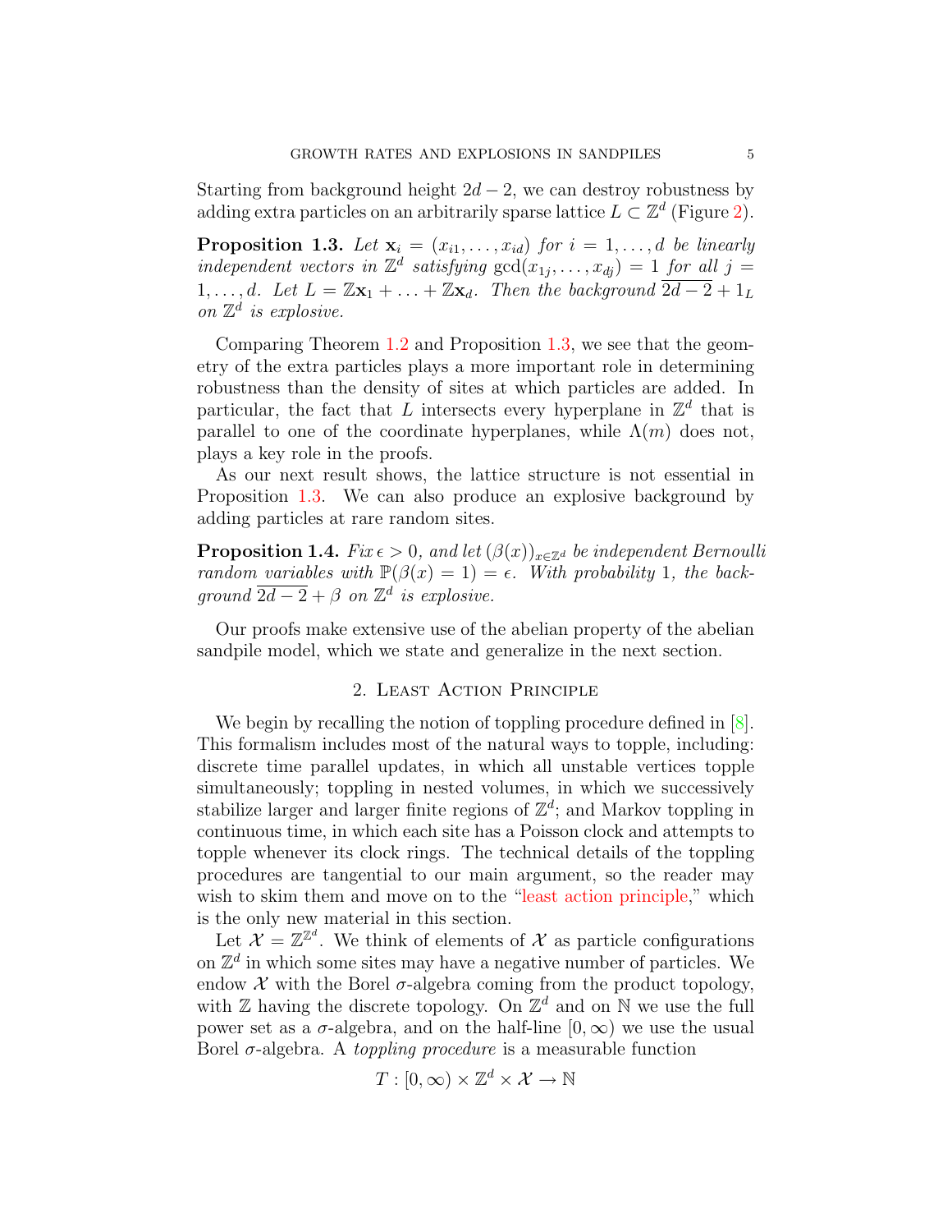Starting from background height $2d-2$, we can destroy robustness by adding extra particles on an arbitrarily sparse lattice $L \subset \mathbb{Z}^d$ (Figure 2).

**Proposition 1.3.** *Let $\mathbf{x}_i = (x_{i1}, \ldots, x_{id})$ for $i = 1, \ldots, d$ be linearly independent vectors in $\mathbb{Z}^d$ satisfying $\gcd(x_{1j}, \ldots, x_{dj}) = 1$ for all $j = 1, \ldots, d$. Let $L = \mathbb{Z}\mathbf{x}_1 + \ldots + \mathbb{Z}\mathbf{x}_d$. Then the background $\overline{2d-2} + 1_L$ on $\mathbb{Z}^d$ is explosive.*

Comparing Theorem 1.2 and Proposition 1.3, we see that the geometry of the extra particles plays a more important role in determining robustness than the density of sites at which particles are added. In particular, the fact that $L$ intersects every hyperplane in $\mathbb{Z}^d$ that is parallel to one of the coordinate hyperplanes, while $\Lambda(m)$ does not, plays a key role in the proofs.

As our next result shows, the lattice structure is not essential in Proposition 1.3. We can also produce an explosive background by adding particles at rare random sites.

**Proposition 1.4.** *Fix $\epsilon > 0$, and let $(\beta(x))_{x \in \mathbb{Z}^d}$ be independent Bernoulli random variables with $\mathbb{P}(\beta(x) = 1) = \epsilon$. With probability 1, the background $\overline{2d-2} + \beta$ on $\mathbb{Z}^d$ is explosive.*

Our proofs make extensive use of the abelian property of the abelian sandpile model, which we state and generalize in the next section.

## 2. Least Action Principle

We begin by recalling the notion of toppling procedure defined in [8]. This formalism includes most of the natural ways to topple, including: discrete time parallel updates, in which all unstable vertices topple simultaneously; toppling in nested volumes, in which we successively stabilize larger and larger finite regions of $\mathbb{Z}^d$; and Markov toppling in continuous time, in which each site has a Poisson clock and attempts to topple whenever its clock rings. The technical details of the toppling procedures are tangential to our main argument, so the reader may wish to skim them and move on to the "least action principle," which is the only new material in this section.

Let $\mathcal{X} = \mathbb{Z}^{\mathbb{Z}^d}$. We think of elements of $\mathcal{X}$ as particle configurations on $\mathbb{Z}^d$ in which some sites may have a negative number of particles. We endow $\mathcal{X}$ with the Borel $\sigma$-algebra coming from the product topology, with $\mathbb{Z}$ having the discrete topology. On $\mathbb{Z}^d$ and on $\mathbb{N}$ we use the full power set as a $\sigma$-algebra, and on the half-line $[0, \infty)$ we use the usual Borel $\sigma$-algebra. A *toppling procedure* is a measurable function

$$T : [0, \infty) \times \mathbb{Z}^d \times \mathcal{X} \to \mathbb{N}$$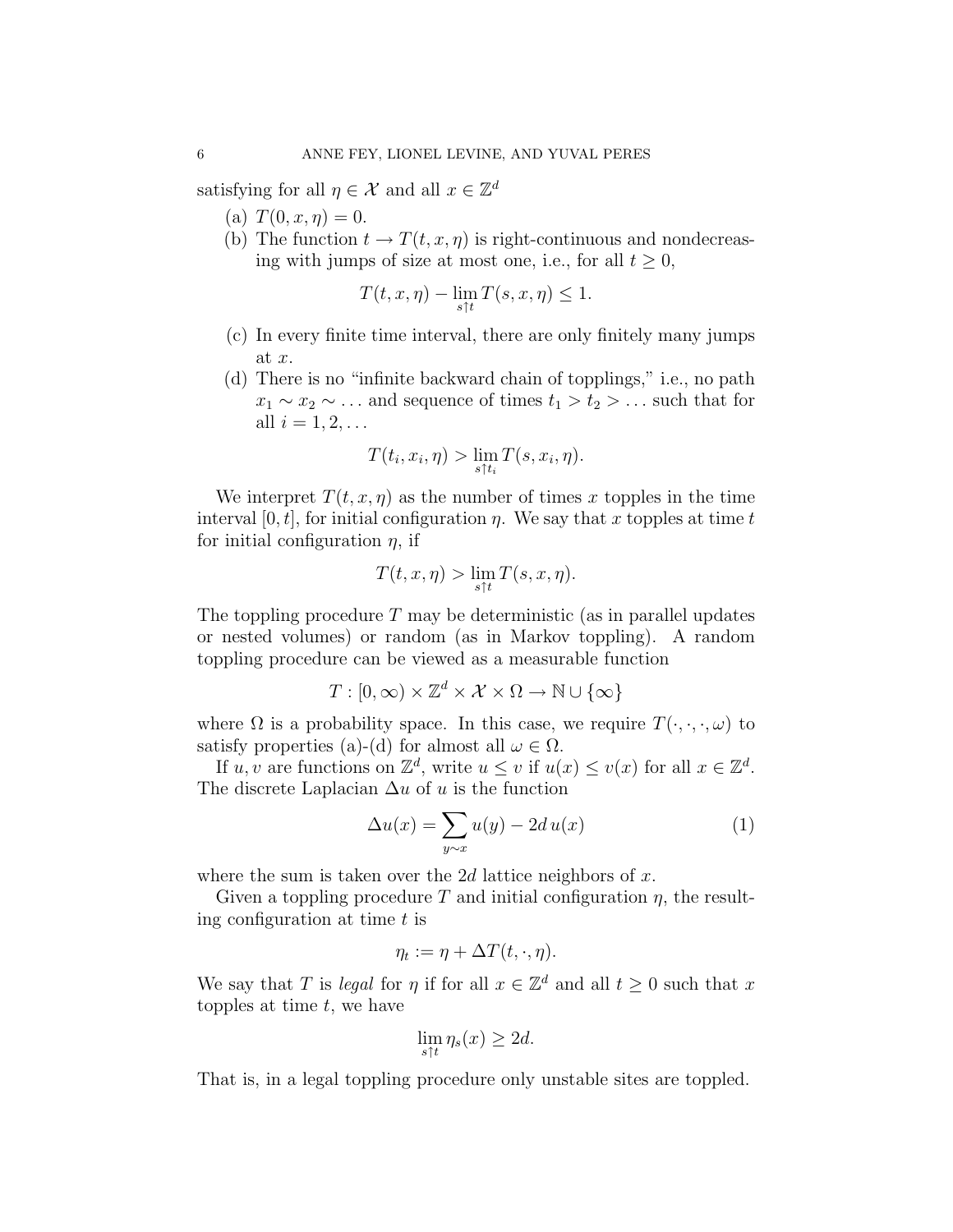satisfying for all $\eta \in \mathcal{X}$ and all $x \in \mathbb{Z}^d$

(a) $T(0, x, \eta) = 0$.

(b) The function $t \to T(t, x, \eta)$ is right-continuous and nondecreasing with jumps of size at most one, i.e., for all $t \geq 0$,

$$T(t, x, \eta) - \lim_{s \uparrow t} T(s, x, \eta) \leq 1.$$

(c) In every finite time interval, there are only finitely many jumps at $x$.

(d) There is no "infinite backward chain of topplings," i.e., no path $x_1 \sim x_2 \sim \ldots$ and sequence of times $t_1 > t_2 > \ldots$ such that for all $i = 1, 2, \ldots$

$$T(t_i, x_i, \eta) > \lim_{s \uparrow t_i} T(s, x_i, \eta).$$

We interpret $T(t, x, \eta)$ as the number of times $x$ topples in the time interval $[0, t]$, for initial configuration $\eta$. We say that $x$ topples at time $t$ for initial configuration $\eta$, if

$$T(t, x, \eta) > \lim_{s \uparrow t} T(s, x, \eta).$$

The toppling procedure $T$ may be deterministic (as in parallel updates or nested volumes) or random (as in Markov toppling). A random toppling procedure can be viewed as a measurable function

$$T : [0, \infty) \times \mathbb{Z}^d \times \mathcal{X} \times \Omega \to \mathbb{N} \cup \{\infty\}$$

where $\Omega$ is a probability space. In this case, we require $T(\cdot, \cdot, \cdot, \omega)$ to satisfy properties (a)-(d) for almost all $\omega \in \Omega$.

If $u, v$ are functions on $\mathbb{Z}^d$, write $u \leq v$ if $u(x) \leq v(x)$ for all $x \in \mathbb{Z}^d$. The discrete Laplacian $\Delta u$ of $u$ is the function

$$\Delta u(x) = \sum_{y \sim x} u(y) - 2d\, u(x) \tag{1}$$

where the sum is taken over the $2d$ lattice neighbors of $x$.

Given a toppling procedure $T$ and initial configuration $\eta$, the resulting configuration at time $t$ is

$$\eta_t := \eta + \Delta T(t, \cdot, \eta).$$

We say that $T$ is *legal* for $\eta$ if for all $x \in \mathbb{Z}^d$ and all $t \geq 0$ such that $x$ topples at time $t$, we have

$$\lim_{s \uparrow t} \eta_s(x) \geq 2d.$$

That is, in a legal toppling procedure only unstable sites are toppled.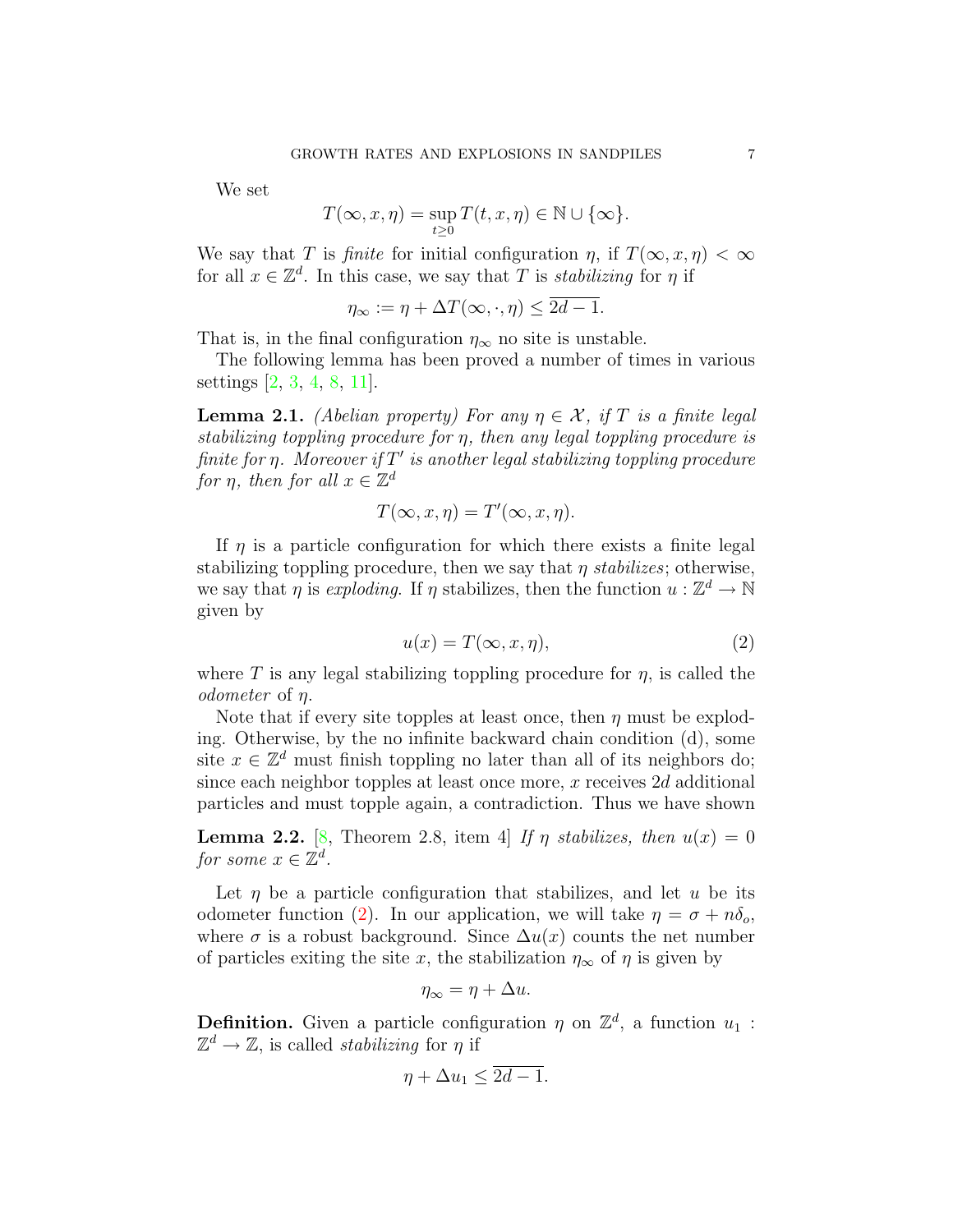We set

$$T(\infty, x, \eta) = \sup_{t \geq 0} T(t, x, \eta) \in \mathbb{N} \cup \{\infty\}.$$

We say that $T$ is *finite* for initial configuration $\eta$, if $T(\infty, x, \eta) < \infty$ for all $x \in \mathbb{Z}^d$. In this case, we say that $T$ is *stabilizing* for $\eta$ if

$$\eta_\infty := \eta + \Delta T(\infty, \cdot, \eta) \leq \overline{2d-1}.$$

That is, in the final configuration $\eta_\infty$ no site is unstable.

The following lemma has been proved a number of times in various settings [2, 3, 4, 8, 11].

**Lemma 2.1.** *(Abelian property) For any $\eta \in \mathcal{X}$, if $T$ is a finite legal stabilizing toppling procedure for $\eta$, then any legal toppling procedure is finite for $\eta$. Moreover if $T'$ is another legal stabilizing toppling procedure for $\eta$, then for all $x \in \mathbb{Z}^d$*

$$T(\infty, x, \eta) = T'(\infty, x, \eta).$$

If $\eta$ is a particle configuration for which there exists a finite legal stabilizing toppling procedure, then we say that $\eta$ *stabilizes*; otherwise, we say that $\eta$ is *exploding*. If $\eta$ stabilizes, then the function $u : \mathbb{Z}^d \to \mathbb{N}$ given by

$$u(x) = T(\infty, x, \eta), \tag{2}$$

where $T$ is any legal stabilizing toppling procedure for $\eta$, is called the *odometer* of $\eta$.

Note that if every site topples at least once, then $\eta$ must be exploding. Otherwise, by the no infinite backward chain condition (d), some site $x \in \mathbb{Z}^d$ must finish toppling no later than all of its neighbors do; since each neighbor topples at least once more, $x$ receives $2d$ additional particles and must topple again, a contradiction. Thus we have shown

**Lemma 2.2.** [8, Theorem 2.8, item 4] *If $\eta$ stabilizes, then $u(x) = 0$ for some $x \in \mathbb{Z}^d$.*

Let $\eta$ be a particle configuration that stabilizes, and let $u$ be its odometer function (2). In our application, we will take $\eta = \sigma + n\delta_o$, where $\sigma$ is a robust background. Since $\Delta u(x)$ counts the net number of particles exiting the site $x$, the stabilization $\eta_\infty$ of $\eta$ is given by

$$\eta_\infty = \eta + \Delta u.$$

**Definition.** Given a particle configuration $\eta$ on $\mathbb{Z}^d$, a function $u_1 : \mathbb{Z}^d \to \mathbb{Z}$, is called *stabilizing* for $\eta$ if

$$\eta + \Delta u_1 \leq \overline{2d-1}.$$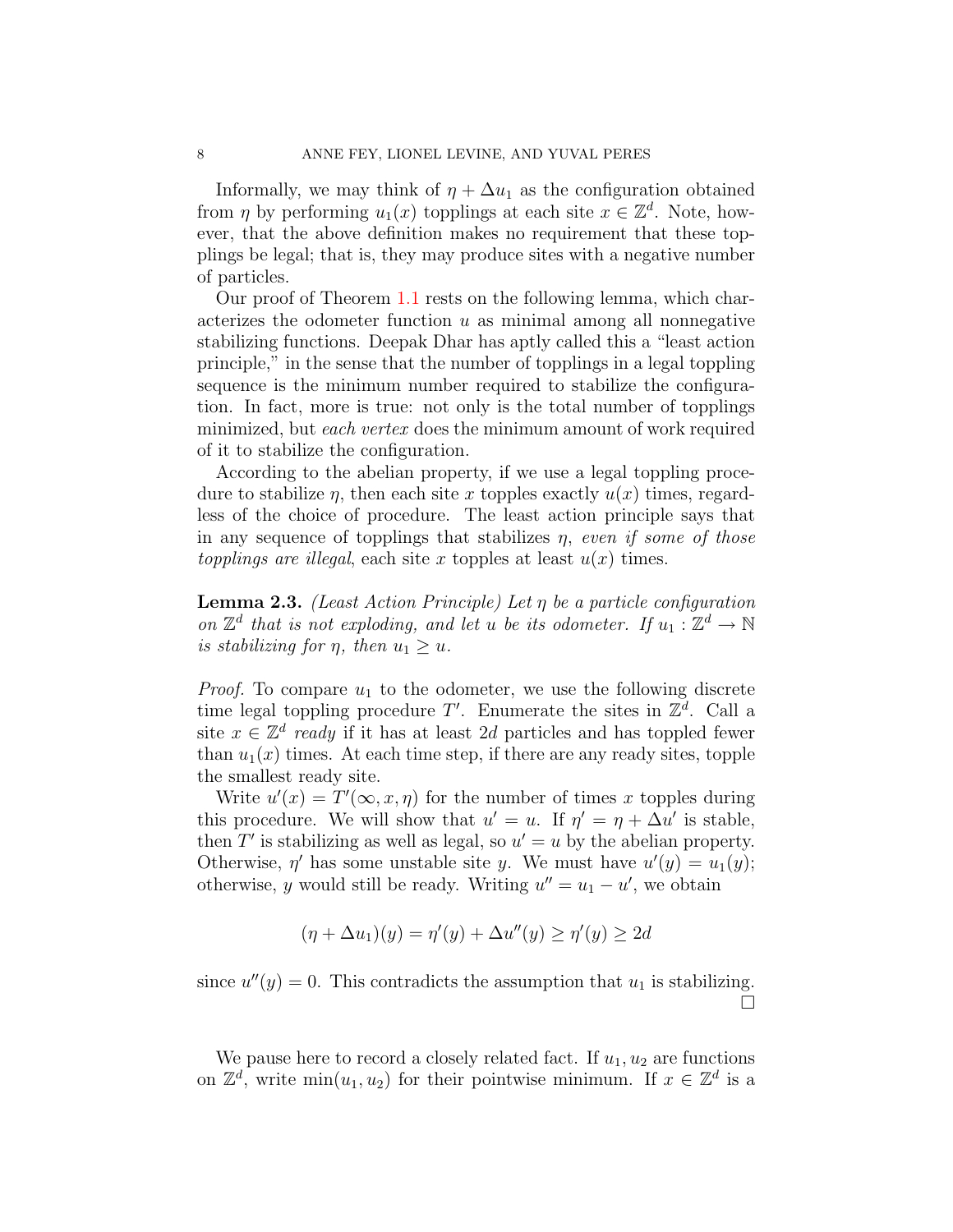Informally, we may think of $\eta + \Delta u_1$ as the configuration obtained from $\eta$ by performing $u_1(x)$ topplings at each site $x \in \mathbb{Z}^d$. Note, however, that the above definition makes no requirement that these topplings be legal; that is, they may produce sites with a negative number of particles.

Our proof of Theorem 1.1 rests on the following lemma, which characterizes the odometer function $u$ as minimal among all nonnegative stabilizing functions. Deepak Dhar has aptly called this a "least action principle," in the sense that the number of topplings in a legal toppling sequence is the minimum number required to stabilize the configuration. In fact, more is true: not only is the total number of topplings minimized, but *each vertex* does the minimum amount of work required of it to stabilize the configuration.

According to the abelian property, if we use a legal toppling procedure to stabilize $\eta$, then each site $x$ topples exactly $u(x)$ times, regardless of the choice of procedure. The least action principle says that in any sequence of topplings that stabilizes $\eta$, *even if some of those topplings are illegal*, each site $x$ topples at least $u(x)$ times.

**Lemma 2.3.** *(Least Action Principle) Let $\eta$ be a particle configuration on $\mathbb{Z}^d$ that is not exploding, and let $u$ be its odometer. If $u_1 : \mathbb{Z}^d \to \mathbb{N}$ is stabilizing for $\eta$, then $u_1 \geq u$.*

*Proof.* To compare $u_1$ to the odometer, we use the following discrete time legal toppling procedure $T'$. Enumerate the sites in $\mathbb{Z}^d$. Call a site $x \in \mathbb{Z}^d$ *ready* if it has at least $2d$ particles and has toppled fewer than $u_1(x)$ times. At each time step, if there are any ready sites, topple the smallest ready site.

Write $u'(x) = T'(\infty, x, \eta)$ for the number of times $x$ topples during this procedure. We will show that $u' = u$. If $\eta' = \eta + \Delta u'$ is stable, then $T'$ is stabilizing as well as legal, so $u' = u$ by the abelian property. Otherwise, $\eta'$ has some unstable site $y$. We must have $u'(y) = u_1(y)$; otherwise, $y$ would still be ready. Writing $u'' = u_1 - u'$, we obtain

$$(\eta + \Delta u_1)(y) = \eta'(y) + \Delta u''(y) \geq \eta'(y) \geq 2d$$

since $u''(y) = 0$. This contradicts the assumption that $u_1$ is stabilizing. $\square$

We pause here to record a closely related fact. If $u_1, u_2$ are functions on $\mathbb{Z}^d$, write $\min(u_1, u_2)$ for their pointwise minimum. If $x \in \mathbb{Z}^d$ is a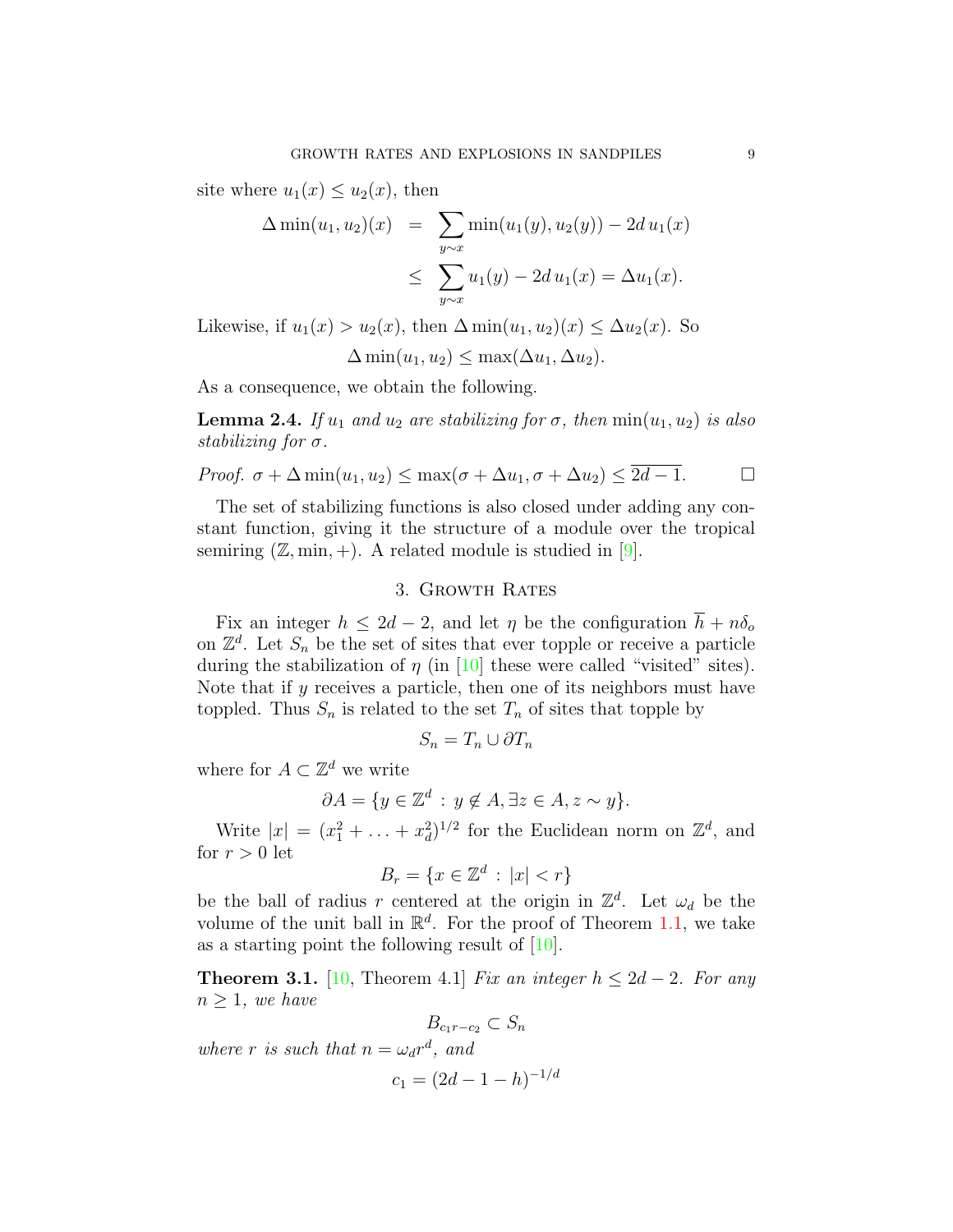site where $u_1(x) \leq u_2(x)$, then

$$
\begin{aligned}
\Delta \min(u_1, u_2)(x) &= \sum_{y \sim x} \min(u_1(y), u_2(y)) - 2d\, u_1(x) \\
&\leq \sum_{y \sim x} u_1(y) - 2d\, u_1(x) = \Delta u_1(x).
\end{aligned}
$$

Likewise, if $u_1(x) > u_2(x)$, then $\Delta \min(u_1, u_2)(x) \leq \Delta u_2(x)$. So

$$
\Delta \min(u_1, u_2) \leq \max(\Delta u_1, \Delta u_2).
$$

As a consequence, we obtain the following.

**Lemma 2.4.** *If $u_1$ and $u_2$ are stabilizing for $\sigma$, then $\min(u_1, u_2)$ is also stabilizing for $\sigma$.*

*Proof.* $\sigma + \Delta \min(u_1, u_2) \leq \max(\sigma + \Delta u_1, \sigma + \Delta u_2) \leq \overline{2d-1}$. □

The set of stabilizing functions is also closed under adding any constant function, giving it the structure of a module over the tropical semiring $(\mathbb{Z}, \min, +)$. A related module is studied in [9].

## 3. Growth Rates

Fix an integer $h \leq 2d-2$, and let $\eta$ be the configuration $\overline{h} + n\delta_o$ on $\mathbb{Z}^d$. Let $S_n$ be the set of sites that ever topple or receive a particle during the stabilization of $\eta$ (in [10] these were called "visited" sites). Note that if $y$ receives a particle, then one of its neighbors must have toppled. Thus $S_n$ is related to the set $T_n$ of sites that topple by

$$
S_n = T_n \cup \partial T_n
$$

where for $A \subset \mathbb{Z}^d$ we write

$$
\partial A = \{y \in \mathbb{Z}^d \,:\, y \notin A, \exists z \in A, z \sim y\}.
$$

Write $|x| = (x_1^2 + \ldots + x_d^2)^{1/2}$ for the Euclidean norm on $\mathbb{Z}^d$, and for $r > 0$ let

$$
B_r = \{x \in \mathbb{Z}^d \,:\, |x| < r\}
$$

be the ball of radius $r$ centered at the origin in $\mathbb{Z}^d$. Let $\omega_d$ be the volume of the unit ball in $\mathbb{R}^d$. For the proof of Theorem 1.1, we take as a starting point the following result of [10].

**Theorem 3.1.** [10, Theorem 4.1] *Fix an integer $h \leq 2d-2$. For any $n \geq 1$, we have*

$$
B_{c_1 r - c_2} \subset S_n
$$

*where $r$ is such that $n = \omega_d r^d$, and*

$$
c_1 = (2d - 1 - h)^{-1/d}
$$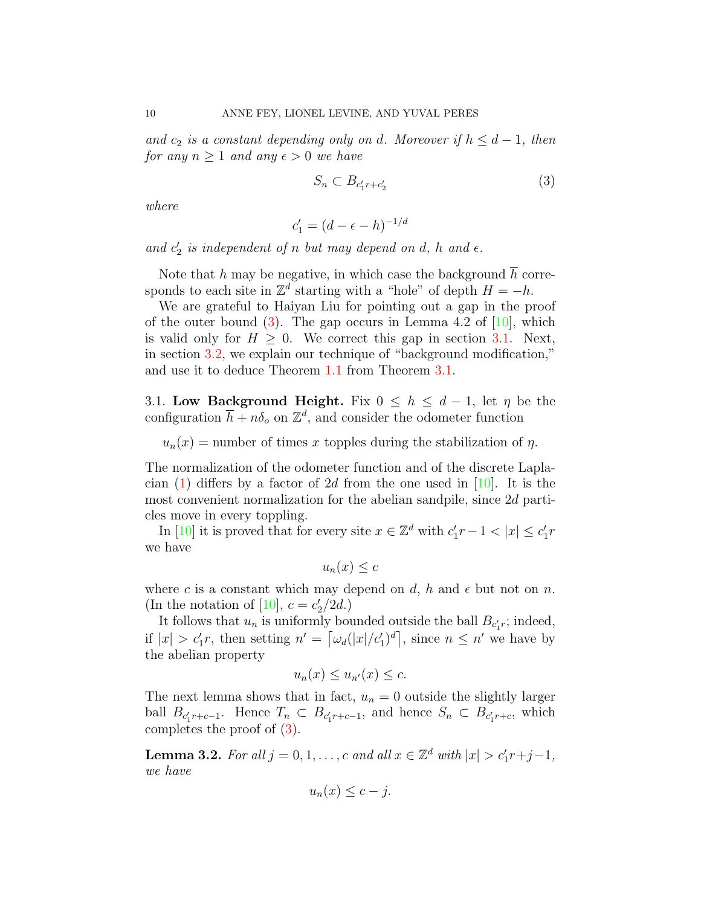*and $c_2$ is a constant depending only on $d$. Moreover if $h \leq d-1$, then for any $n \geq 1$ and any $\epsilon > 0$ we have*

$$S_n \subset B_{c_1' r + c_2'} \tag{3}$$

*where*

$$c_1' = (d - \epsilon - h)^{-1/d}$$

*and $c_2'$ is independent of $n$ but may depend on $d$, $h$ and $\epsilon$.*

Note that $h$ may be negative, in which case the background $\overline{h}$ corresponds to each site in $\mathbb{Z}^d$ starting with a "hole" of depth $H = -h$.

We are grateful to Haiyan Liu for pointing out a gap in the proof of the outer bound (3). The gap occurs in Lemma 4.2 of [10], which is valid only for $H \geq 0$. We correct this gap in section 3.1. Next, in section 3.2, we explain our technique of "background modification," and use it to deduce Theorem 1.1 from Theorem 3.1.

3.1. **Low Background Height.** Fix $0 \leq h \leq d-1$, let $\eta$ be the configuration $\overline{h} + n\delta_o$ on $\mathbb{Z}^d$, and consider the odometer function

$$u_n(x) = \text{number of times } x \text{ topples during the stabilization of } \eta.$$

The normalization of the odometer function and of the discrete Laplacian (1) differs by a factor of $2d$ from the one used in [10]. It is the most convenient normalization for the abelian sandpile, since $2d$ particles move in every toppling.

In [10] it is proved that for every site $x \in \mathbb{Z}^d$ with $c_1' r - 1 < |x| \leq c_1' r$ we have

$$u_n(x) \leq c$$

where $c$ is a constant which may depend on $d$, $h$ and $\epsilon$ but not on $n$. (In the notation of [10], $c = c_2'/2d$.)

It follows that $u_n$ is uniformly bounded outside the ball $B_{c_1' r}$; indeed, if $|x| > c_1' r$, then setting $n' = \lceil \omega_d (|x|/c_1')^d \rceil$, since $n \leq n'$ we have by the abelian property

$$u_n(x) \leq u_{n'}(x) \leq c.$$

The next lemma shows that in fact, $u_n = 0$ outside the slightly larger ball $B_{c_1' r + c - 1}$. Hence $T_n \subset B_{c_1' r + c - 1}$, and hence $S_n \subset B_{c_1' r + c}$, which completes the proof of (3).

**Lemma 3.2.** *For all $j = 0, 1, \ldots, c$ and all $x \in \mathbb{Z}^d$ with $|x| > c_1' r + j - 1$, we have*

$$u_n(x) \leq c - j.$$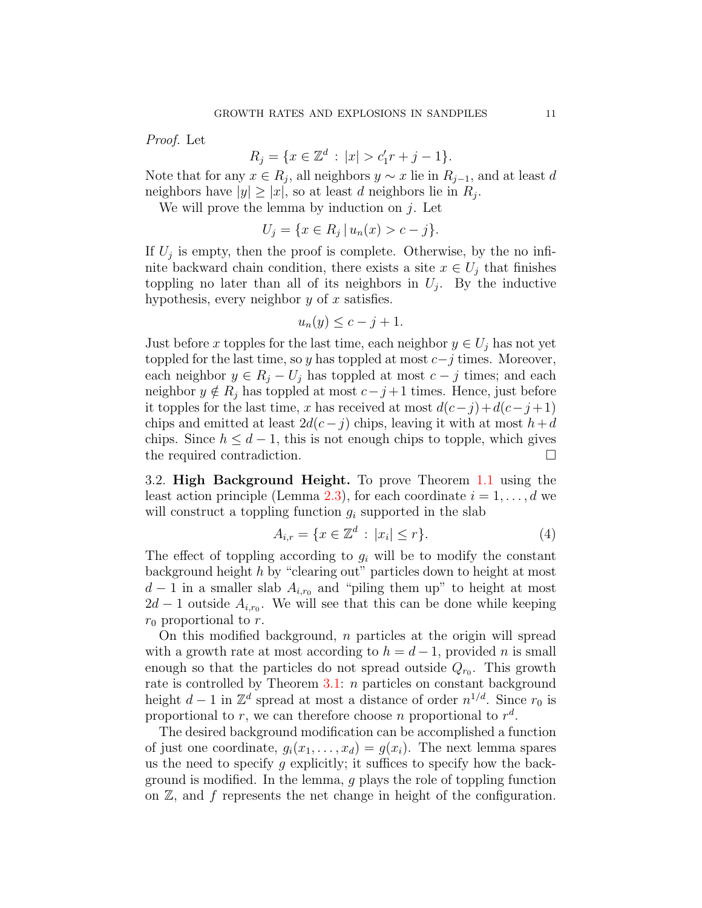*Proof.* Let

$$R_j = \{x \in \mathbb{Z}^d \,:\, |x| > c_1' r + j - 1\}.$$

Note that for any $x \in R_j$, all neighbors $y \sim x$ lie in $R_{j-1}$, and at least $d$ neighbors have $|y| \geq |x|$, so at least $d$ neighbors lie in $R_j$.

We will prove the lemma by induction on $j$. Let

$$U_j = \{x \in R_j \,|\, u_n(x) > c - j\}.$$

If $U_j$ is empty, then the proof is complete. Otherwise, by the no infinite backward chain condition, there exists a site $x \in U_j$ that finishes toppling no later than all of its neighbors in $U_j$. By the inductive hypothesis, every neighbor $y$ of $x$ satisfies.

$$u_n(y) \leq c - j + 1.$$

Just before $x$ topples for the last time, each neighbor $y \in U_j$ has not yet toppled for the last time, so $y$ has toppled at most $c-j$ times. Moreover, each neighbor $y \in R_j - U_j$ has toppled at most $c - j$ times; and each neighbor $y \notin R_j$ has toppled at most $c-j+1$ times. Hence, just before it topples for the last time, $x$ has received at most $d(c-j)+d(c-j+1)$ chips and emitted at least $2d(c-j)$ chips, leaving it with at most $h+d$ chips. Since $h \leq d-1$, this is not enough chips to topple, which gives the required contradiction. $\square$

3.2. **High Background Height.** To prove Theorem 1.1 using the least action principle (Lemma 2.3), for each coordinate $i = 1, \ldots, d$ we will construct a toppling function $g_i$ supported in the slab

$$A_{i,r} = \{x \in \mathbb{Z}^d \,:\, |x_i| \leq r\}. \tag{4}$$

The effect of toppling according to $g_i$ will be to modify the constant background height $h$ by "clearing out" particles down to height at most $d-1$ in a smaller slab $A_{i,r_0}$ and "piling them up" to height at most $2d-1$ outside $A_{i,r_0}$. We will see that this can be done while keeping $r_0$ proportional to $r$.

On this modified background, $n$ particles at the origin will spread with a growth rate at most according to $h = d-1$, provided $n$ is small enough so that the particles do not spread outside $Q_{r_0}$. This growth rate is controlled by Theorem 3.1: $n$ particles on constant background height $d-1$ in $\mathbb{Z}^d$ spread at most a distance of order $n^{1/d}$. Since $r_0$ is proportional to $r$, we can therefore choose $n$ proportional to $r^d$.

The desired background modification can be accomplished a function of just one coordinate, $g_i(x_1, \ldots, x_d) = g(x_i)$. The next lemma spares us the need to specify $g$ explicitly; it suffices to specify how the background is modified. In the lemma, $g$ plays the role of toppling function on $\mathbb{Z}$, and $f$ represents the net change in height of the configuration.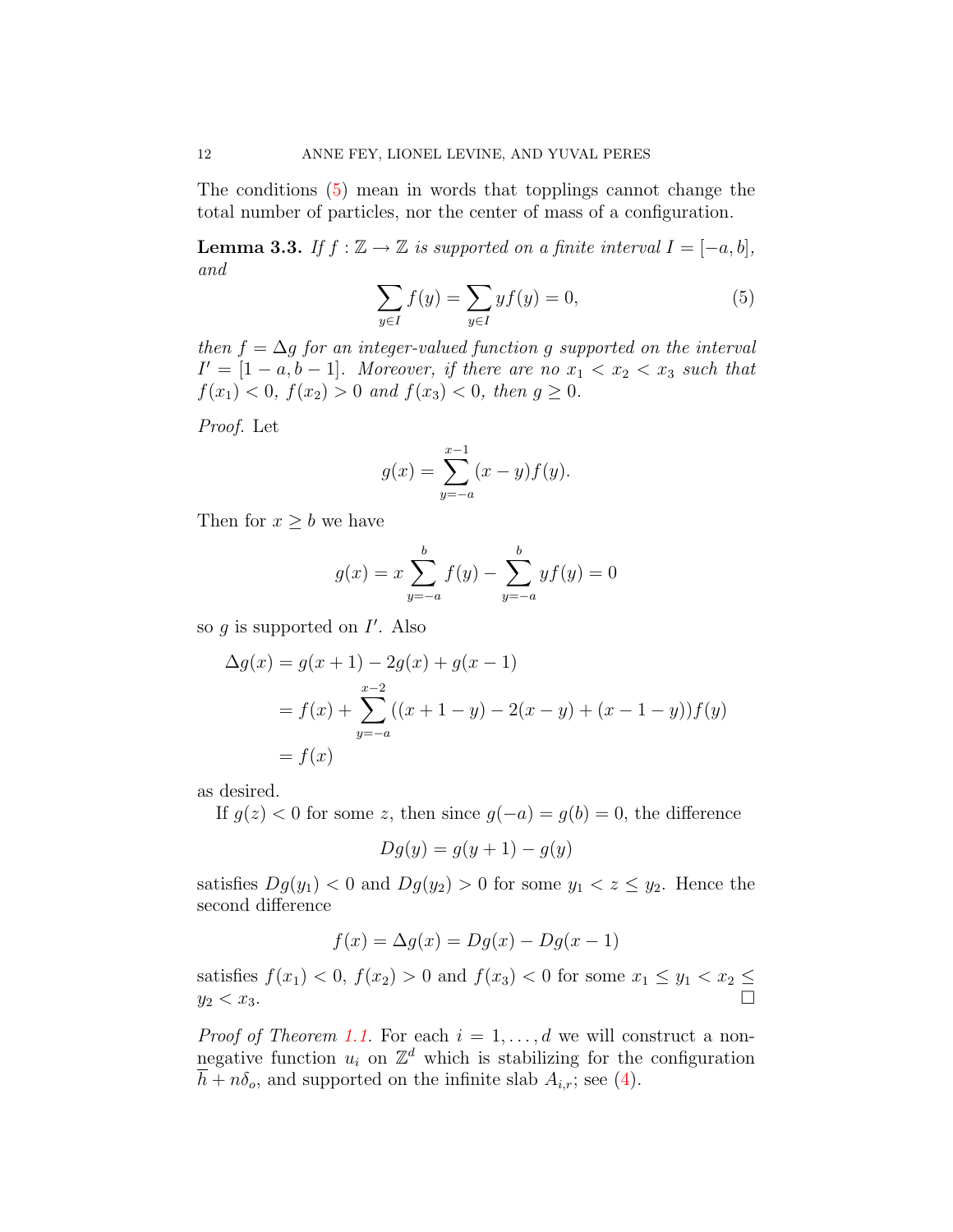The conditions (5) mean in words that topplings cannot change the total number of particles, nor the center of mass of a configuration.

**Lemma 3.3.** *If $f : \mathbb{Z} \to \mathbb{Z}$ is supported on a finite interval $I = [-a, b]$, and*

$$\sum_{y \in I} f(y) = \sum_{y \in I} y f(y) = 0, \tag{5}$$

*then $f = \Delta g$ for an integer-valued function $g$ supported on the interval $I' = [1-a, b-1]$. Moreover, if there are no $x_1 < x_2 < x_3$ such that $f(x_1) < 0$, $f(x_2) > 0$ and $f(x_3) < 0$, then $g \geq 0$.*

*Proof.* Let

$$g(x) = \sum_{y=-a}^{x-1} (x-y) f(y).$$

Then for $x \geq b$ we have

$$g(x) = x \sum_{y=-a}^{b} f(y) - \sum_{y=-a}^{b} y f(y) = 0$$

so $g$ is supported on $I'$. Also

$$\begin{aligned}
\Delta g(x) &= g(x+1) - 2g(x) + g(x-1) \\
&= f(x) + \sum_{y=-a}^{x-2} ((x+1-y) - 2(x-y) + (x-1-y)) f(y) \\
&= f(x)
\end{aligned}$$

as desired.

If $g(z) < 0$ for some $z$, then since $g(-a) = g(b) = 0$, the difference

$$Dg(y) = g(y+1) - g(y)$$

satisfies $Dg(y_1) < 0$ and $Dg(y_2) > 0$ for some $y_1 < z \leq y_2$. Hence the second difference

$$f(x) = \Delta g(x) = Dg(x) - Dg(x-1)$$

satisfies $f(x_1) < 0$, $f(x_2) > 0$ and $f(x_3) < 0$ for some $x_1 \leq y_1 < x_2 \leq y_2 < x_3$. $\square$

*Proof of Theorem 1.1.* For each $i = 1, \ldots, d$ we will construct a non-negative function $u_i$ on $\mathbb{Z}^d$ which is stabilizing for the configuration $\overline{h} + n\delta_o$, and supported on the infinite slab $A_{i,r}$; see (4).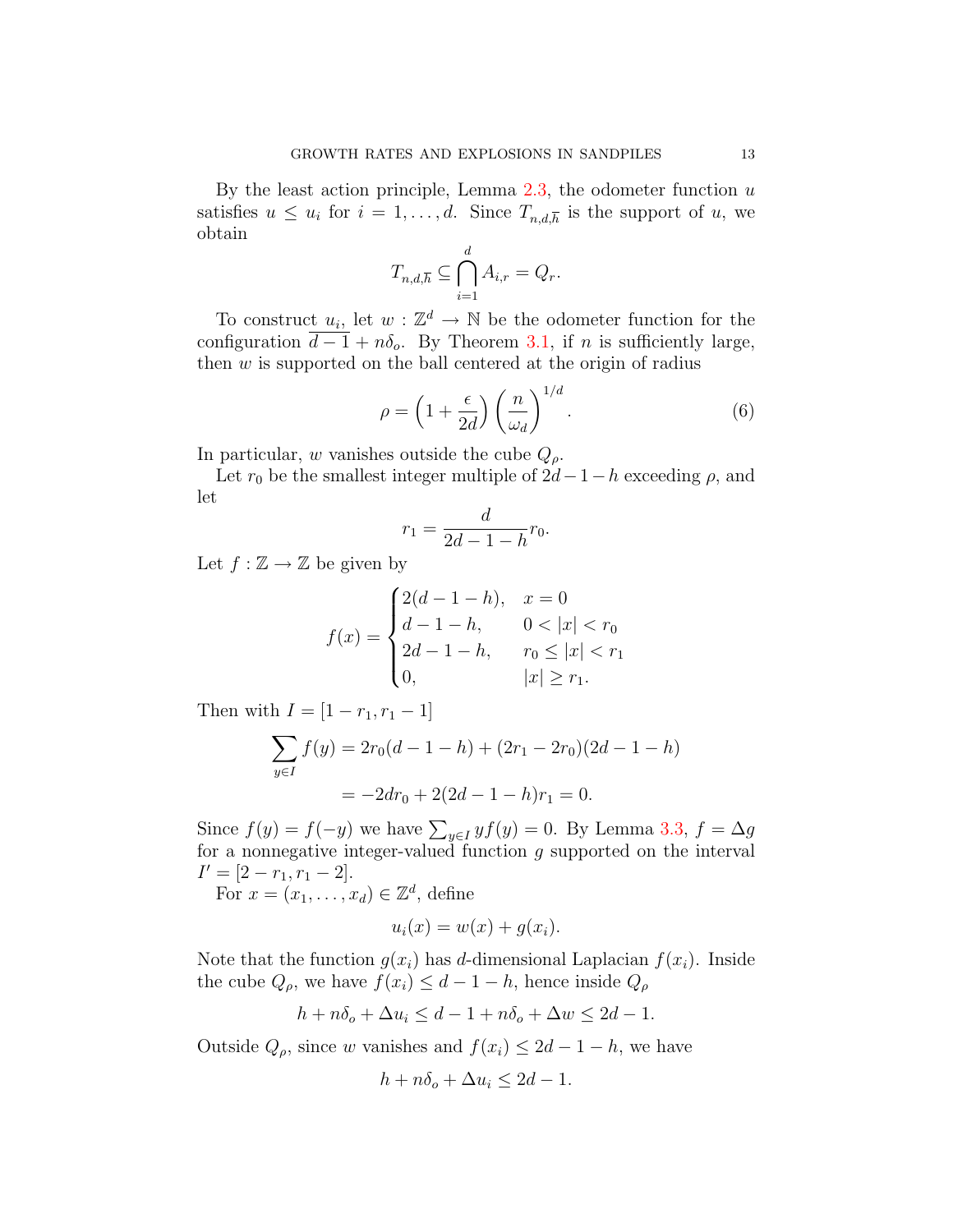By the least action principle, Lemma 2.3, the odometer function $u$ satisfies $u \le u_i$ for $i = 1, \ldots, d$. Since $T_{n,d,\overline{h}}$ is the support of $u$, we obtain

$$T_{n,d,\overline{h}} \subseteq \bigcap_{i=1}^{d} A_{i,r} = Q_r.$$

To construct $u_i$, let $w : \mathbb{Z}^d \to \mathbb{N}$ be the odometer function for the configuration $\overline{d-1} + n\delta_o$. By Theorem 3.1, if $n$ is sufficiently large, then $w$ is supported on the ball centered at the origin of radius

$$\rho = \left(1 + \frac{\epsilon}{2d}\right)\left(\frac{n}{\omega_d}\right)^{1/d}. \tag{6}$$

In particular, $w$ vanishes outside the cube $Q_\rho$.

Let $r_0$ be the smallest integer multiple of $2d-1-h$ exceeding $\rho$, and let

$$r_1 = \frac{d}{2d-1-h} r_0.$$

Let $f : \mathbb{Z} \to \mathbb{Z}$ be given by

$$f(x) = \begin{cases} 2(d-1-h), & x = 0 \\ d-1-h, & 0 < |x| < r_0 \\ 2d-1-h, & r_0 \le |x| < r_1 \\ 0, & |x| \ge r_1. \end{cases}$$

Then with $I = [1-r_1, r_1-1]$

$$\begin{aligned} \sum_{y \in I} f(y) &= 2r_0(d-1-h) + (2r_1 - 2r_0)(2d-1-h) \\ &= -2dr_0 + 2(2d-1-h)r_1 = 0. \end{aligned}$$

Since $f(y) = f(-y)$ we have $\sum_{y \in I} y f(y) = 0$. By Lemma 3.3, $f = \Delta g$ for a nonnegative integer-valued function $g$ supported on the interval $I' = [2-r_1, r_1-2]$.

For $x = (x_1, \ldots, x_d) \in \mathbb{Z}^d$, define

$$u_i(x) = w(x) + g(x_i).$$

Note that the function $g(x_i)$ has $d$-dimensional Laplacian $f(x_i)$. Inside the cube $Q_\rho$, we have $f(x_i) \le d-1-h$, hence inside $Q_\rho$

$$h + n\delta_o + \Delta u_i \le d - 1 + n\delta_o + \Delta w \le 2d - 1.$$

Outside $Q_\rho$, since $w$ vanishes and $f(x_i) \le 2d-1-h$, we have

$$h + n\delta_o + \Delta u_i \le 2d - 1.$$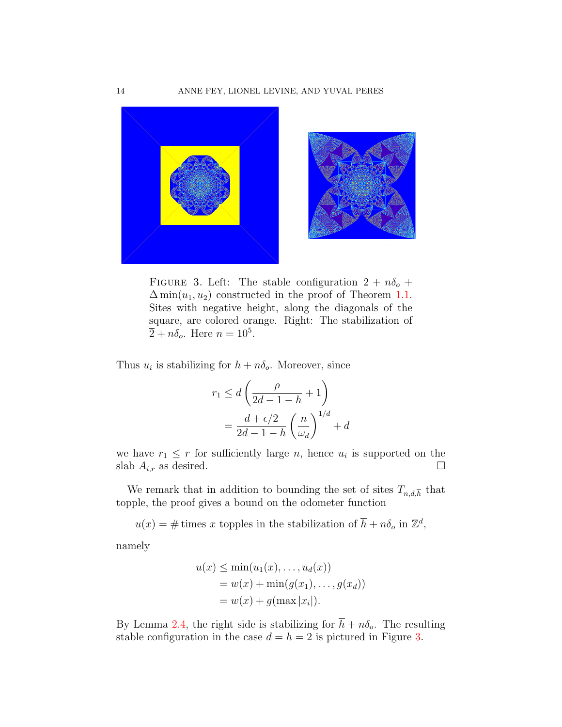FIGURE 3. Left: The stable configuration $\overline{2} + n\delta_o + \Delta \min(u_1, u_2)$ constructed in the proof of Theorem 1.1. Sites with negative height, along the diagonals of the square, are colored orange. Right: The stabilization of $\overline{2} + n\delta_o$. Here $n = 10^5$.

Thus $u_i$ is stabilizing for $h + n\delta_o$. Moreover, since

$$
\begin{aligned}
r_1 &\leq d\left(\frac{\rho}{2d-1-h} + 1\right) \\
&= \frac{d+\epsilon/2}{2d-1-h}\left(\frac{n}{\omega_d}\right)^{1/d} + d
\end{aligned}
$$

we have $r_1 \leq r$ for sufficiently large $n$, hence $u_i$ is supported on the slab $A_{i,r}$ as desired. □

We remark that in addition to bounding the set of sites $T_{n,d,\overline{h}}$ that topple, the proof gives a bound on the odometer function

$$u(x) = \#\,\text{times } x \text{ topples in the stabilization of } \overline{h} + n\delta_o \text{ in } \mathbb{Z}^d,$$

namely

$$
\begin{aligned}
u(x) &\leq \min(u_1(x), \ldots, u_d(x)) \\
&= w(x) + \min(g(x_1), \ldots, g(x_d)) \\
&= w(x) + g(\max |x_i|).
\end{aligned}
$$

By Lemma 2.4, the right side is stabilizing for $\overline{h} + n\delta_o$. The resulting stable configuration in the case $d = h = 2$ is pictured in Figure 3.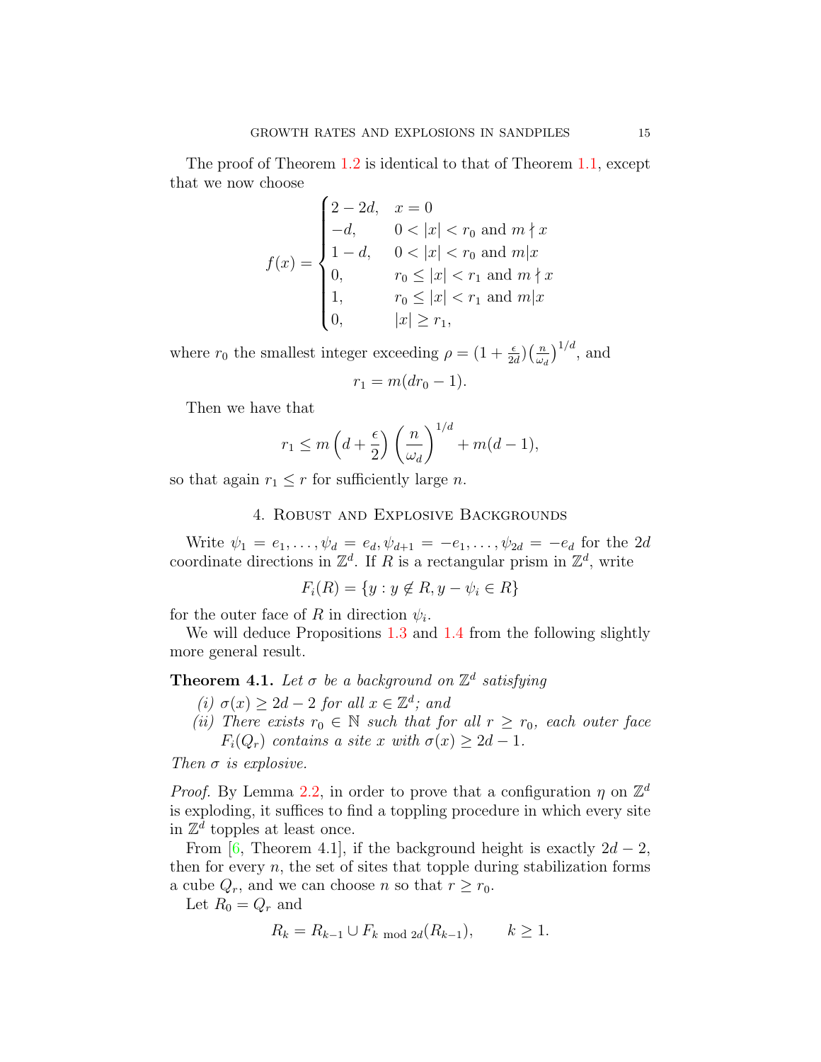The proof of Theorem 1.2 is identical to that of Theorem 1.1, except that we now choose

$$f(x) = \begin{cases} 2-2d, & x = 0 \\ -d, & 0 < |x| < r_0 \text{ and } m \nmid x \\ 1-d, & 0 < |x| < r_0 \text{ and } m | x \\ 0, & r_0 \le |x| < r_1 \text{ and } m \nmid x \\ 1, & r_0 \le |x| < r_1 \text{ and } m | x \\ 0, & |x| \ge r_1, \end{cases}$$

where $r_0$ the smallest integer exceeding $\rho = (1+\frac{\epsilon}{2d})\left(\frac{n}{\omega_d}\right)^{1/d}$, and

$$r_1 = m(dr_0 - 1).$$

Then we have that

$$r_1 \le m\left(d + \frac{\epsilon}{2}\right)\left(\frac{n}{\omega_d}\right)^{1/d} + m(d-1),$$

so that again $r_1 \le r$ for sufficiently large $n$.

## 4. Robust and Explosive Backgrounds

Write $\psi_1 = e_1, \ldots, \psi_d = e_d, \psi_{d+1} = -e_1, \ldots, \psi_{2d} = -e_d$ for the $2d$ coordinate directions in $\mathbb{Z}^d$. If $R$ is a rectangular prism in $\mathbb{Z}^d$, write

$$F_i(R) = \{y : y \notin R, y - \psi_i \in R\}$$

for the outer face of $R$ in direction $\psi_i$.

We will deduce Propositions 1.3 and 1.4 from the following slightly more general result.

**Theorem 4.1.** *Let $\sigma$ be a background on $\mathbb{Z}^d$ satisfying*

*(i) $\sigma(x) \ge 2d-2$ for all $x \in \mathbb{Z}^d$; and*

*(ii) There exists $r_0 \in \mathbb{N}$ such that for all $r \ge r_0$, each outer face $F_i(Q_r)$ contains a site $x$ with $\sigma(x) \ge 2d-1$.*

*Then $\sigma$ is explosive.*

*Proof.* By Lemma 2.2, in order to prove that a configuration $\eta$ on $\mathbb{Z}^d$ is exploding, it suffices to find a toppling procedure in which every site in $\mathbb{Z}^d$ topples at least once.

From [6, Theorem 4.1], if the background height is exactly $2d-2$, then for every $n$, the set of sites that topple during stabilization forms a cube $Q_r$, and we can choose $n$ so that $r \ge r_0$.

Let $R_0 = Q_r$ and

$$R_k = R_{k-1} \cup F_{k \bmod 2d}(R_{k-1}), \qquad k \ge 1.$$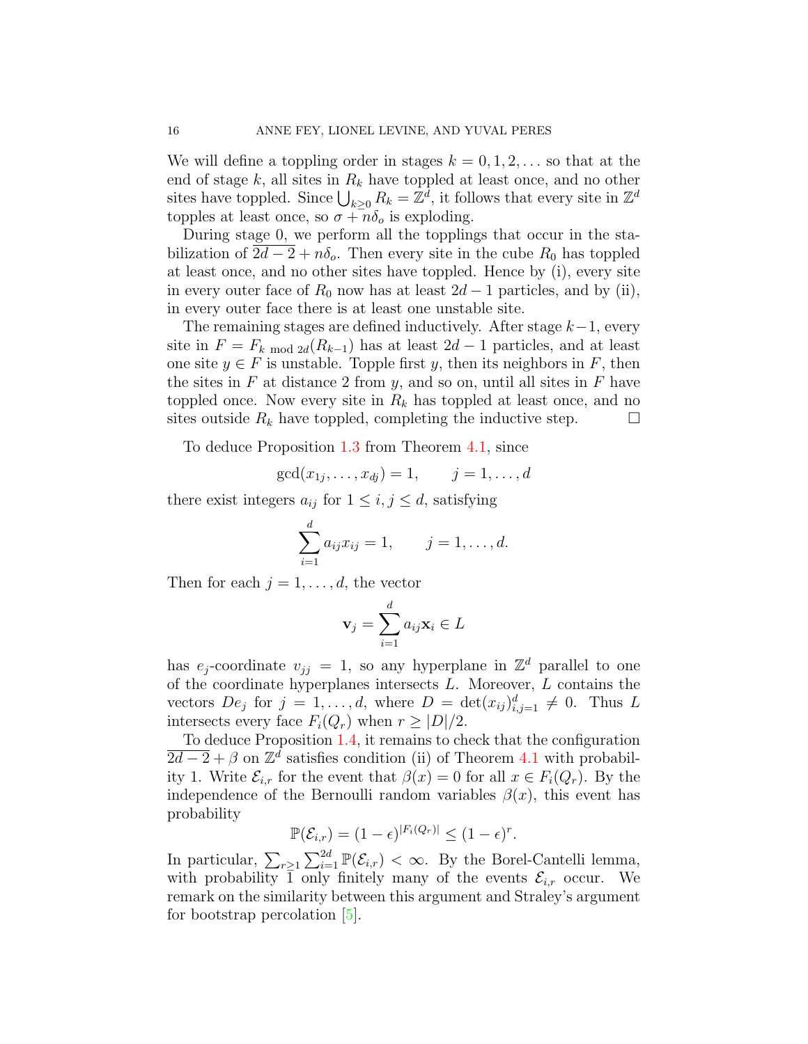We will define a toppling order in stages $k = 0, 1, 2, \ldots$ so that at the end of stage $k$, all sites in $R_k$ have toppled at least once, and no other sites have toppled. Since $\bigcup_{k \geq 0} R_k = \mathbb{Z}^d$, it follows that every site in $\mathbb{Z}^d$ topples at least once, so $\sigma + n\delta_o$ is exploding.

During stage 0, we perform all the topplings that occur in the stabilization of $\overline{2d-2} + n\delta_o$. Then every site in the cube $R_0$ has toppled at least once, and no other sites have toppled. Hence by (i), every site in every outer face of $R_0$ now has at least $2d-1$ particles, and by (ii), in every outer face there is at least one unstable site.

The remaining stages are defined inductively. After stage $k-1$, every site in $F = F_{k \bmod 2d}(R_{k-1})$ has at least $2d-1$ particles, and at least one site $y \in F$ is unstable. Topple first $y$, then its neighbors in $F$, then the sites in $F$ at distance 2 from $y$, and so on, until all sites in $F$ have toppled once. Now every site in $R_k$ has toppled at least once, and no sites outside $R_k$ have toppled, completing the inductive step. $\square$

To deduce Proposition 1.3 from Theorem 4.1, since

$$\gcd(x_{1j}, \ldots, x_{dj}) = 1, \qquad j = 1, \ldots, d$$

there exist integers $a_{ij}$ for $1 \leq i, j \leq d$, satisfying

$$\sum_{i=1}^{d} a_{ij} x_{ij} = 1, \qquad j = 1, \ldots, d.$$

Then for each $j = 1, \ldots, d$, the vector

$$\mathbf{v}_j = \sum_{i=1}^{d} a_{ij} \mathbf{x}_i \in L$$

has $e_j$-coordinate $v_{jj} = 1$, so any hyperplane in $\mathbb{Z}^d$ parallel to one of the coordinate hyperplanes intersects $L$. Moreover, $L$ contains the vectors $De_j$ for $j = 1, \ldots, d$, where $D = \det(x_{ij})_{i,j=1}^d \neq 0$. Thus $L$ intersects every face $F_i(Q_r)$ when $r \geq |D|/2$.

To deduce Proposition 1.4, it remains to check that the configuration $\overline{2d-2} + \beta$ on $\mathbb{Z}^d$ satisfies condition (ii) of Theorem 4.1 with probability 1. Write $\mathcal{E}_{i,r}$ for the event that $\beta(x) = 0$ for all $x \in F_i(Q_r)$. By the independence of the Bernoulli random variables $\beta(x)$, this event has probability

$$\mathbb{P}(\mathcal{E}_{i,r}) = (1-\epsilon)^{|F_i(Q_r)|} \leq (1-\epsilon)^r.$$

In particular, $\sum_{r \geq 1} \sum_{i=1}^{2d} \mathbb{P}(\mathcal{E}_{i,r}) < \infty$. By the Borel-Cantelli lemma, with probability 1 only finitely many of the events $\mathcal{E}_{i,r}$ occur. We remark on the similarity between this argument and Straley's argument for bootstrap percolation [5].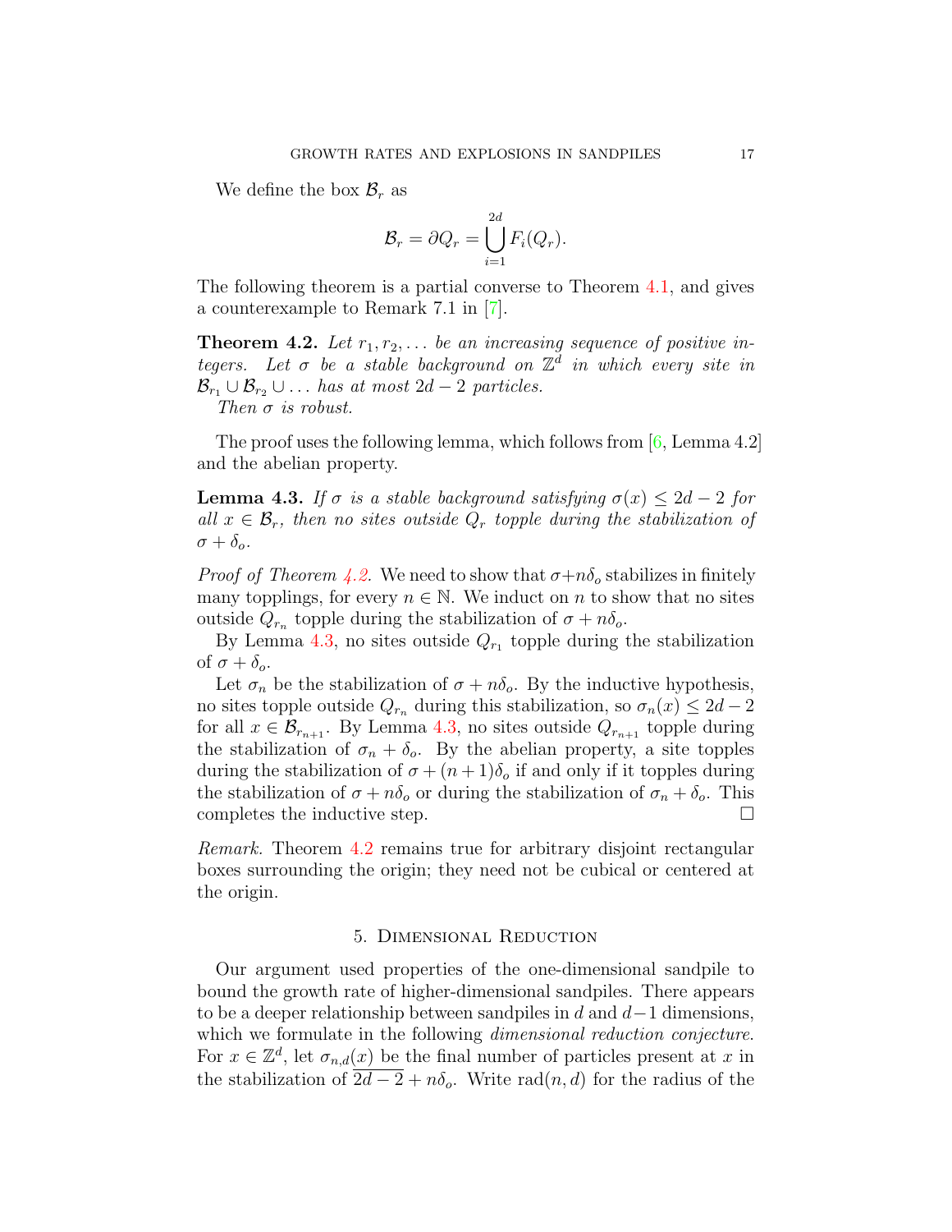We define the box $\mathcal{B}_r$ as

$$\mathcal{B}_r = \partial Q_r = \bigcup_{i=1}^{2d} F_i(Q_r).$$

The following theorem is a partial converse to Theorem 4.1, and gives a counterexample to Remark 7.1 in [7].

**Theorem 4.2.** *Let $r_1, r_2, \ldots$ be an increasing sequence of positive integers. Let $\sigma$ be a stable background on $\mathbb{Z}^d$ in which every site in $\mathcal{B}_{r_1} \cup \mathcal{B}_{r_2} \cup \ldots$ has at most $2d-2$ particles.*

*Then $\sigma$ is robust.*

The proof uses the following lemma, which follows from [6, Lemma 4.2] and the abelian property.

**Lemma 4.3.** *If $\sigma$ is a stable background satisfying $\sigma(x) \leq 2d-2$ for all $x \in \mathcal{B}_r$, then no sites outside $Q_r$ topple during the stabilization of $\sigma + \delta_o$.*

*Proof of Theorem 4.2.* We need to show that $\sigma + n\delta_o$ stabilizes in finitely many topplings, for every $n \in \mathbb{N}$. We induct on $n$ to show that no sites outside $Q_{r_n}$ topple during the stabilization of $\sigma + n\delta_o$.

By Lemma 4.3, no sites outside $Q_{r_1}$ topple during the stabilization of $\sigma + \delta_o$.

Let $\sigma_n$ be the stabilization of $\sigma + n\delta_o$. By the inductive hypothesis, no sites topple outside $Q_{r_n}$ during this stabilization, so $\sigma_n(x) \leq 2d-2$ for all $x \in \mathcal{B}_{r_{n+1}}$. By Lemma 4.3, no sites outside $Q_{r_{n+1}}$ topple during the stabilization of $\sigma_n + \delta_o$. By the abelian property, a site topples during the stabilization of $\sigma + (n+1)\delta_o$ if and only if it topples during the stabilization of $\sigma + n\delta_o$ or during the stabilization of $\sigma_n + \delta_o$. This completes the inductive step. $\square$

*Remark.* Theorem 4.2 remains true for arbitrary disjoint rectangular boxes surrounding the origin; they need not be cubical or centered at the origin.

## 5. Dimensional Reduction

Our argument used properties of the one-dimensional sandpile to bound the growth rate of higher-dimensional sandpiles. There appears to be a deeper relationship between sandpiles in $d$ and $d-1$ dimensions, which we formulate in the following *dimensional reduction conjecture*. For $x \in \mathbb{Z}^d$, let $\sigma_{n,d}(x)$ be the final number of particles present at $x$ in the stabilization of $\underline{2d-2} + n\delta_o$. Write $\text{rad}(n, d)$ for the radius of the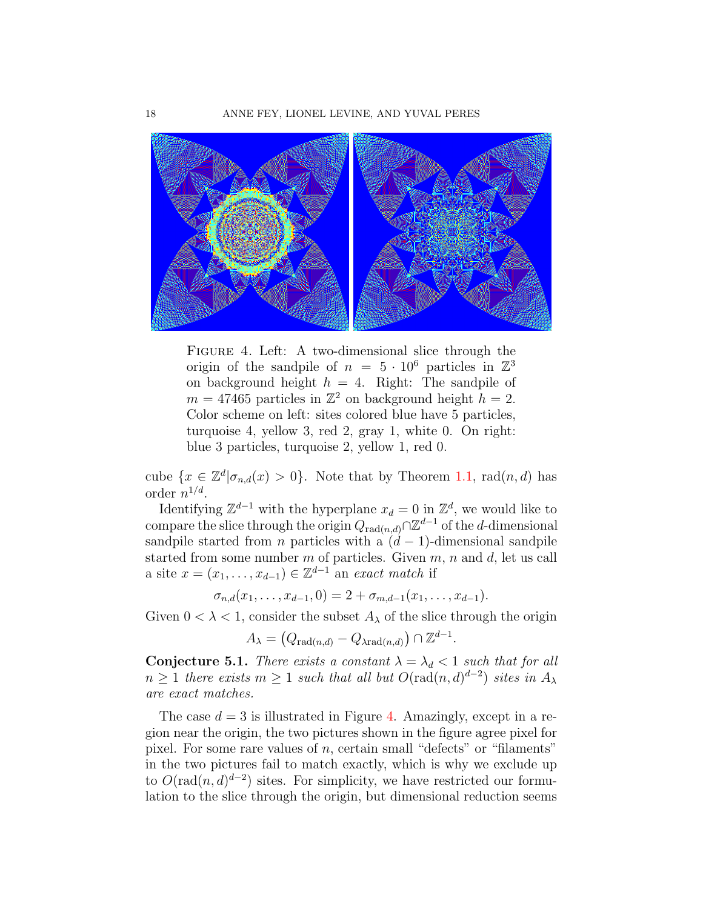FIGURE 4. Left: A two-dimensional slice through the origin of the sandpile of $n = 5 \cdot 10^6$ particles in $\mathbb{Z}^3$ on background height $h = 4$. Right: The sandpile of $m = 47465$ particles in $\mathbb{Z}^2$ on background height $h = 2$. Color scheme on left: sites colored blue have 5 particles, turquoise 4, yellow 3, red 2, gray 1, white 0. On right: blue 3 particles, turquoise 2, yellow 1, red 0.

cube $\{x \in \mathbb{Z}^d | \sigma_{n,d}(x) > 0\}$. Note that by Theorem 1.1, $\text{rad}(n,d)$ has order $n^{1/d}$.

Identifying $\mathbb{Z}^{d-1}$ with the hyperplane $x_d = 0$ in $\mathbb{Z}^d$, we would like to compare the slice through the origin $Q_{\text{rad}(n,d)} \cap \mathbb{Z}^{d-1}$ of the $d$-dimensional sandpile started from $n$ particles with a $(d-1)$-dimensional sandpile started from some number $m$ of particles. Given $m$, $n$ and $d$, let us call a site $x = (x_1, \ldots, x_{d-1}) \in \mathbb{Z}^{d-1}$ an *exact match* if

$$\sigma_{n,d}(x_1, \ldots, x_{d-1}, 0) = 2 + \sigma_{m,d-1}(x_1, \ldots, x_{d-1}).$$

Given $0 < \lambda < 1$, consider the subset $A_\lambda$ of the slice through the origin

$$A_\lambda = \left(Q_{\text{rad}(n,d)} - Q_{\lambda \text{rad}(n,d)}\right) \cap \mathbb{Z}^{d-1}.$$

**Conjecture 5.1.** *There exists a constant $\lambda = \lambda_d < 1$ such that for all $n \geq 1$ there exists $m \geq 1$ such that all but $O(\text{rad}(n,d)^{d-2})$ sites in $A_\lambda$ are exact matches.*

The case $d = 3$ is illustrated in Figure 4. Amazingly, except in a region near the origin, the two pictures shown in the figure agree pixel for pixel. For some rare values of $n$, certain small "defects" or "filaments" in the two pictures fail to match exactly, which is why we exclude up to $O(\text{rad}(n,d)^{d-2})$ sites. For simplicity, we have restricted our formulation to the slice through the origin, but dimensional reduction seems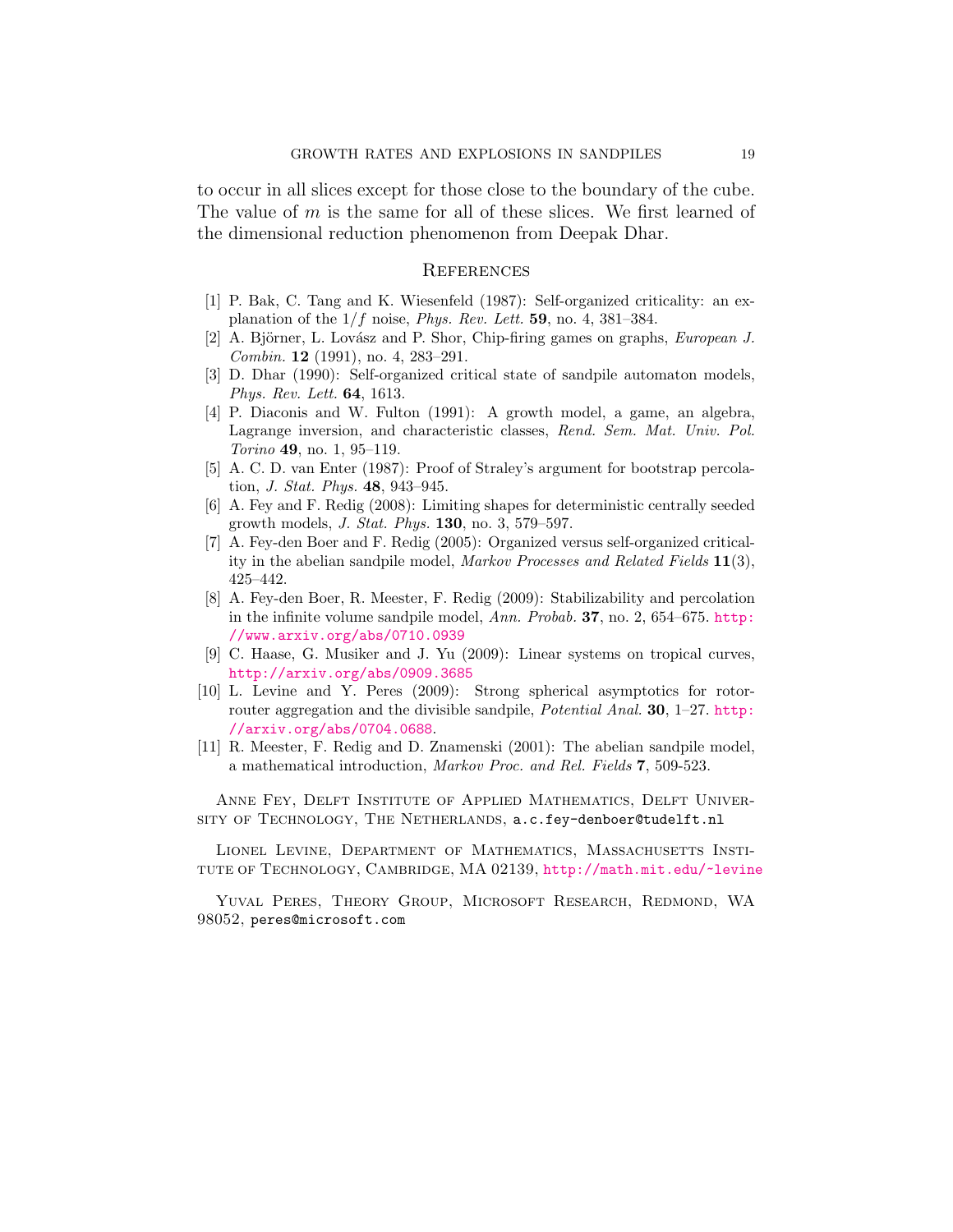to occur in all slices except for those close to the boundary of the cube. The value of $m$ is the same for all of these slices. We first learned of the dimensional reduction phenomenon from Deepak Dhar.

## References

[1] P. Bak, C. Tang and K. Wiesenfeld (1987): Self-organized criticality: an explanation of the $1/f$ noise, *Phys. Rev. Lett.* **59**, no. 4, 381–384.

[2] A. Björner, L. Lovász and P. Shor, Chip-firing games on graphs, *European J. Combin.* **12** (1991), no. 4, 283–291.

[3] D. Dhar (1990): Self-organized critical state of sandpile automaton models, *Phys. Rev. Lett.* **64**, 1613.

[4] P. Diaconis and W. Fulton (1991): A growth model, a game, an algebra, Lagrange inversion, and characteristic classes, *Rend. Sem. Mat. Univ. Pol. Torino* **49**, no. 1, 95–119.

[5] A. C. D. van Enter (1987): Proof of Straley's argument for bootstrap percolation, *J. Stat. Phys.* **48**, 943–945.

[6] A. Fey and F. Redig (2008): Limiting shapes for deterministic centrally seeded growth models, *J. Stat. Phys.* **130**, no. 3, 579–597.

[7] A. Fey-den Boer and F. Redig (2005): Organized versus self-organized criticality in the abelian sandpile model, *Markov Processes and Related Fields* **11**(3), 425–442.

[8] A. Fey-den Boer, R. Meester, F. Redig (2009): Stabilizability and percolation in the infinite volume sandpile model, *Ann. Probab.* **37**, no. 2, 654–675. http://www.arxiv.org/abs/0710.0939

[9] C. Haase, G. Musiker and J. Yu (2009): Linear systems on tropical curves, http://arxiv.org/abs/0909.3685

[10] L. Levine and Y. Peres (2009): Strong spherical asymptotics for rotor-router aggregation and the divisible sandpile, *Potential Anal.* **30**, 1–27. http://arxiv.org/abs/0704.0688.

[11] R. Meester, F. Redig and D. Znamenski (2001): The abelian sandpile model, a mathematical introduction, *Markov Proc. and Rel. Fields* **7**, 509-523.

Anne Fey, Delft Institute of Applied Mathematics, Delft University of Technology, The Netherlands, a.c.fey-denboer@tudelft.nl

Lionel Levine, Department of Mathematics, Massachusetts Institute of Technology, Cambridge, MA 02139, http://math.mit.edu/~levine

Yuval Peres, Theory Group, Microsoft Research, Redmond, WA 98052, peres@microsoft.com